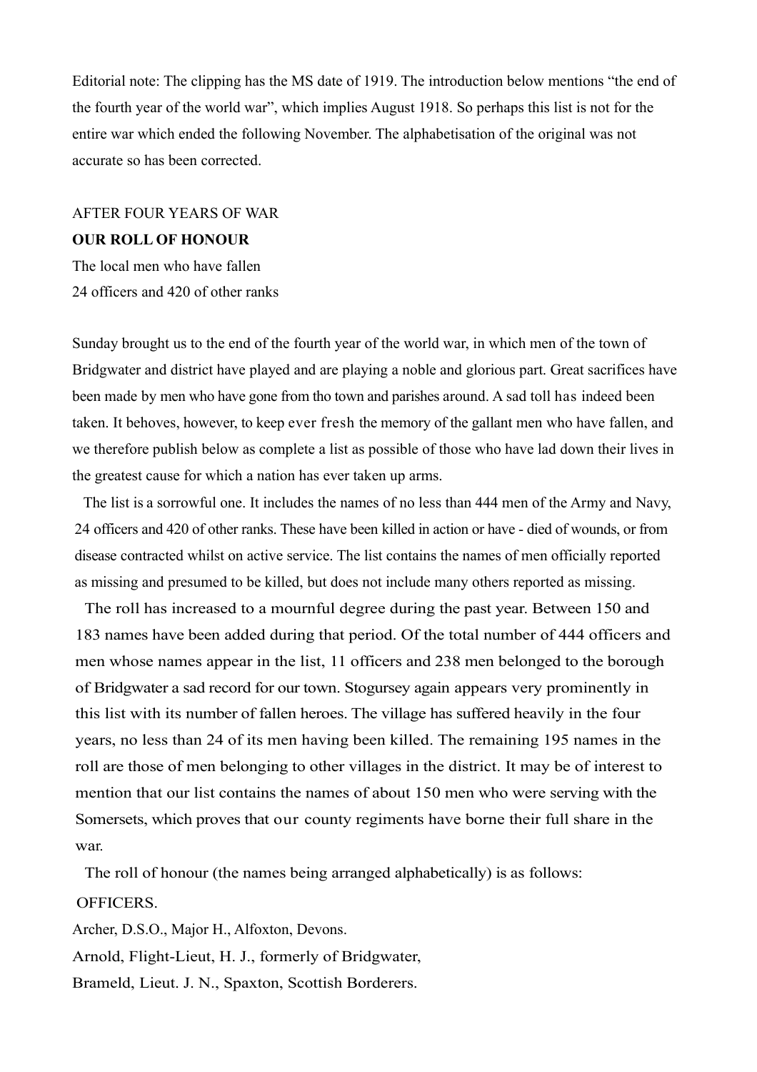Editorial note: The clipping has the MS date of 1919. The introduction below mentions “the end of the fourth year of the world war”, which implies August 1918. So perhaps this list is not for the entire war which ended the following November. The alphabetisation of the original was not accurate so has been corrected.

AFTER FOUR YEARS OF WAR

**OUR ROLL OF HONOUR**

The local men who have fallen

24 officers and 420 of other ranks

Sunday brought us to the end of the fourth year of the world war, in which men of the town of Bridgwater and district have played and are playing a noble and glorious part. Great sacrifices have been made by men who have gone from tho town and parishes around. A sad toll has indeed been taken. It behoves, however, to keep ever fresh the memory of the gallant men who have fallen, and we therefore publish below as complete a list as possible of those who have lad down their lives in the greatest cause for which a nation has ever taken up arms.

The list is a sorrowful one. It includes the names of no less than 444 men of the Army and Navy, 24 officers and 420 of other ranks. These have been killed in action or have - died of wounds, or from disease contracted whilst on active service. The list contains the names of men officially reported as missing and presumed to be killed, but does not include many others reported as missing.

The roll has increased to a mournful degree during the past year. Between 150 and 183 names have been added during that period. Of the total number of 444 officers and men whose names appear in the list, 11 officers and 238 men belonged to the borough of Bridgwater a sad record for our town. Stogursey again appears very prominently in this list with its number of fallen heroes. The village has suffered heavily in the four years, no less than 24 of its men having been killed. The remaining 195 names in the roll are those of men belonging to other villages in the district. It may be of interest to mention that our list contains the names of about 150 men who were serving with the Somersets, which proves that our county regiments have borne their full share in the war.

The roll of honour (the names being arranged alphabetically) is as follows:

OFFICERS.

Archer, D.S.O., Major H., Alfoxton, Devons.

Arnold, Flight-Lieut, H. J., formerly of Bridgwater,

Brameld, Lieut. J. N., Spaxton, Scottish Borderers.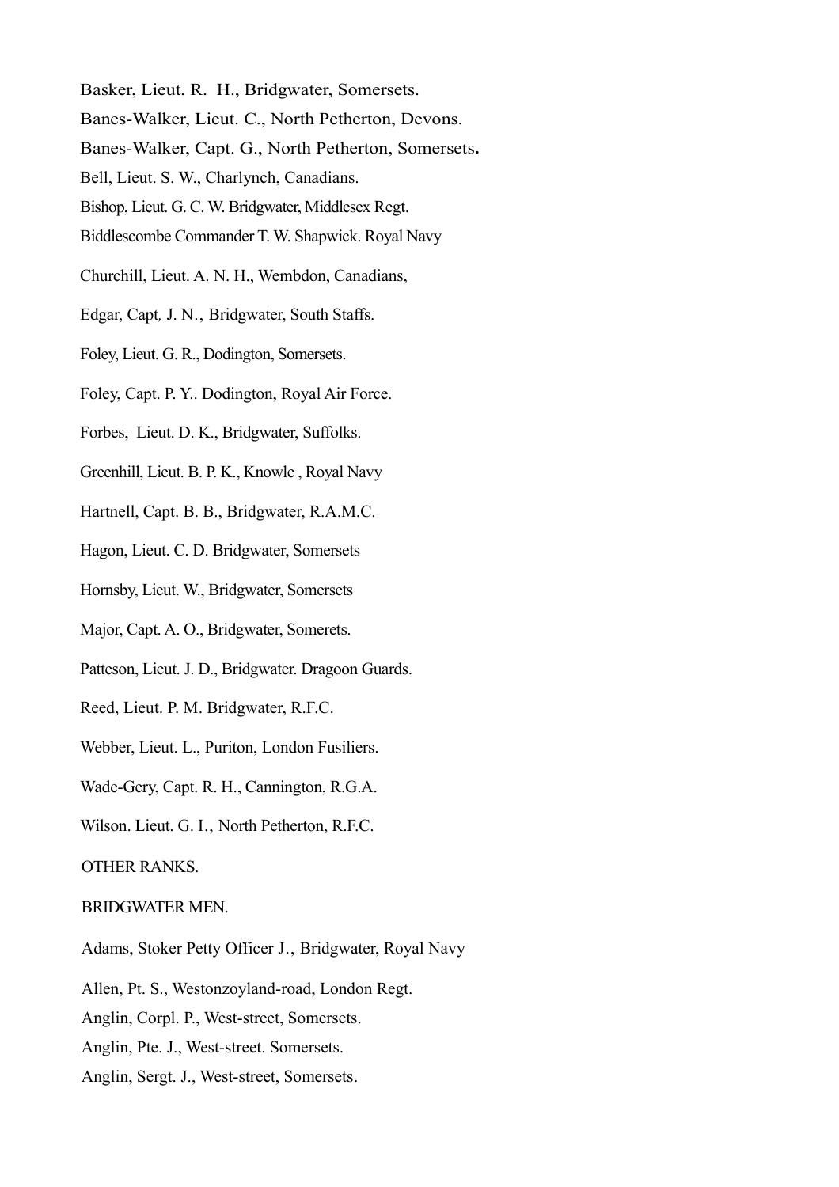Basker, Lieut. R. H., Bridgwater, Somersets.

Banes-Walker, Lieut. C., North Petherton, Devons.

Banes-Walker, Capt. G., North Petherton, Somersets.

Bell, Lieut. S. W., Charlynch, Canadians.

Bishop, Lieut. G. C. W. Bridgwater, Middlesex Regt.

Biddlescombe Commander T. W. Shapwick. Royal Navy

Churchill, Lieut. A. N. H., Wembdon, Canadians,

Edgar, Capt, J. N., Bridgwater, South Staffs.

Foley, Lieut. G. R., Dodington, Somersets.

Foley, Capt. P. Y.. Dodington, Royal Air Force.

Forbes, Lieut. D. K., Bridgwater, Suffolks.

Greenhill, Lieut. B. P. K., Knowle , Royal Navy

Hartnell, Capt. B. B., Bridgwater, R.A.M.C.

Hagon, Lieut. C. D. Bridgwater, Somersets

Hornsby, Lieut. W., Bridgwater, Somersets

Major, Capt. A. O., Bridgwater, Somerets.

Patteson, Lieut. J. D., Bridgwater. Dragoon Guards.

Reed, Lieut. P. M. Bridgwater, R.F.C.

Webber, Lieut. L., Puriton, London Fusiliers.

Wade-Gery, Capt. R. H., Cannington, R.G.A.

Wilson. Lieut. G. I., North Petherton, R.F.C.

OTHER RANKS.

BRIDGWATER MEN.

Adams, Stoker Petty Officer J., Bridgwater, Royal Navy

Allen, Pt. S., Westonzoyland-road, London Regt.

Anglin, Corpl. P., West-street, Somersets.

Anglin, Pte. J., West-street. Somersets.

Anglin, Sergt. J., West-street, Somersets.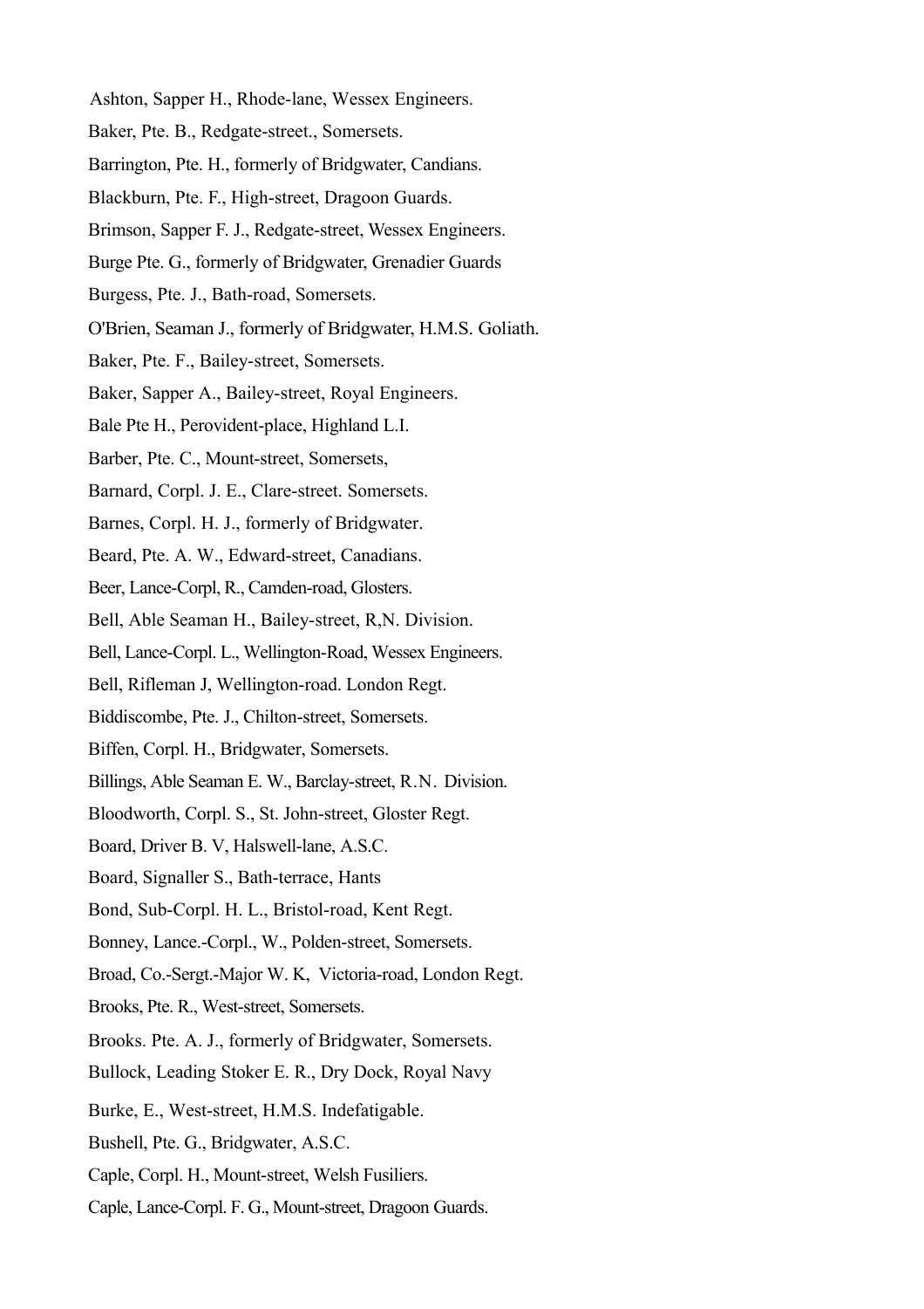Ashton, Sapper H., Rhode-lane, Wessex Engineers.

Baker, Pte. B., Redgate-street., Somersets.

Barrington, Pte. H., formerly of Bridgwater, Candians.

Blackburn, Pte. F., High-street, Dragoon Guards.

Brimson, Sapper F. J., Redgate-street, Wessex Engineers.

Burge Pte. G., formerly of Bridgwater, Grenadier Guards

Burgess, Pte. J., Bath-road, Somersets.

O'Brien, Seaman J., formerly of Bridgwater, H.M.S. Goliath.

Baker, Pte. F., Bailey-street, Somersets.

Baker, Sapper A., Bailey-street, Royal Engineers.

Bale Pte H., Perovident-place, Highland L.I.

Barber, Pte. C., Mount-street, Somersets,

Barnard, Corpl. J. E., Clare-street. Somersets.

Barnes, Corpl. H. J., formerly of Bridgwater.

Beard, Pte. A. W., Edward-street, Canadians.

Beer, Lance-Corpl, R., Camden-road, Glosters.

Bell, Able Seaman H., Bailey-street, R,N. Division.

Bell, Lance-Corpl. L., Wellington-Road, Wessex Engineers.

Bell, Rifleman J, Wellington-road. London Regt.

Biddiscombe, Pte. J., Chilton-street, Somersets.

Biffen, Corpl. H., Bridgwater, Somersets.

Billings, Able Seaman E. W., Barclay-street, R.N. Division.

Bloodworth, Corpl. S., St. John-street, Gloster Regt.

Board, Driver B. V, Halswell-lane, A.S.C.

Board, Signaller S., Bath-terrace, Hants

Bond, Sub-Corpl. H. L., Bristol-road, Kent Regt.

Bonney, Lance.-Corpl., W., Polden-street, Somersets.

Broad, Co.-Sergt.-Major W. K, Victoria-road, London Regt.

Brooks, Pte. R., West-street, Somersets.

Brooks. Pte. A. J., formerly of Bridgwater, Somersets.

Bullock, Leading Stoker E. R., Dry Dock, Royal Navy

Burke, E., West-street, H.M.S. Indefatigable.

Bushell, Pte. G., Bridgwater, A.S.C.

Caple, Corpl. H., Mount-street, Welsh Fusiliers.

Caple, Lance-Corpl. F. G., Mount-street, Dragoon Guards.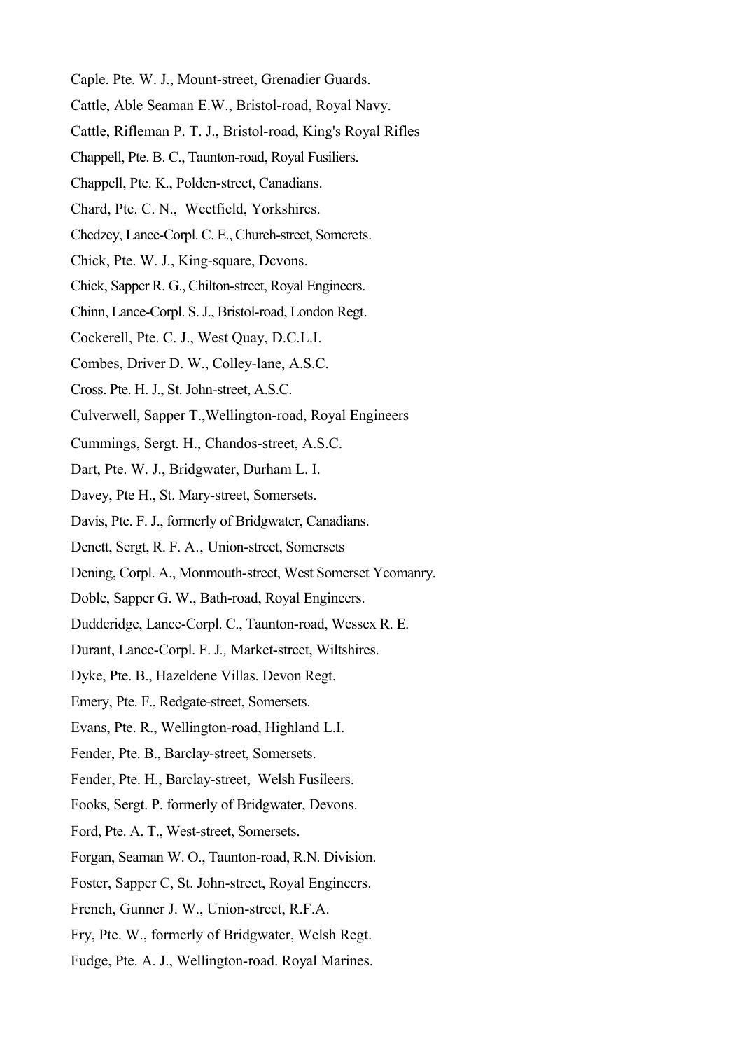Caple. Pte. W. J., Mount-street, Grenadier Guards.

Cattle, Able Seaman E.W., Bristol-road, Royal Navy.

Cattle, Rifleman P. T. J., Bristol-road, King's Royal Rifles

Chappell, Pte. B. C., Taunton-road, Royal Fusiliers.

Chappell, Pte. K., Polden-street, Canadians.

Chard, Pte. C. N., Weetfield, Yorkshires.

Chedzey, Lance-Corpl. C. E., Church-street, Somerets.

Chick, Pte. W. J., King-square, Dcvons.

Chick, Sapper R. G., Chilton-street, Royal Engineers.

Chinn, Lance-Corpl. S. J., Bristol-road, London Regt.

Cockerell, Pte. C. J., West Quay, D.C.L.I.

Combes, Driver D. W., Colley-lane, A.S.C.

Cross. Pte. H. J., St. John-street, A.S.C.

Culverwell, Sapper T.,Wellington-road, Royal Engineers

Cummings, Sergt. H., Chandos-street, A.S.C.

Dart, Pte. W. J., Bridgwater, Durham L. I.

Davey, Pte H., St. Mary-street, Somersets.

Davis, Pte. F. J., formerly of Bridgwater, Canadians.

Denett, Sergt, R. F. A., Union-street, Somersets

Dening, Corpl. A., Monmouth-street, West Somerset Yeomanry.

Doble, Sapper G. W., Bath-road, Royal Engineers.

Dudderidge, Lance-Corpl. C., Taunton-road, Wessex R. E.

Durant, Lance-Corpl. F. J., Market-street, Wiltshires.

Dyke, Pte. B., Hazeldene Villas. Devon Regt.

Emery, Pte. F., Redgate-street, Somersets.

Evans, Pte. R., Wellington-road, Highland L.I.

Fender, Pte. B., Barclay-street, Somersets.

Fender, Pte. H., Barclay-street, Welsh Fusileers.

Fooks, Sergt. P. formerly of Bridgwater, Devons.

Ford, Pte. A. T., West-street, Somersets.

Forgan, Seaman W. O., Taunton-road, R.N. Division.

Foster, Sapper C, St. John-street, Royal Engineers.

French, Gunner J. W., Union-street, R.F.A.

Fry, Pte. W., formerly of Bridgwater, Welsh Regt.

Fudge, Pte. A. J., Wellington-road. Royal Marines.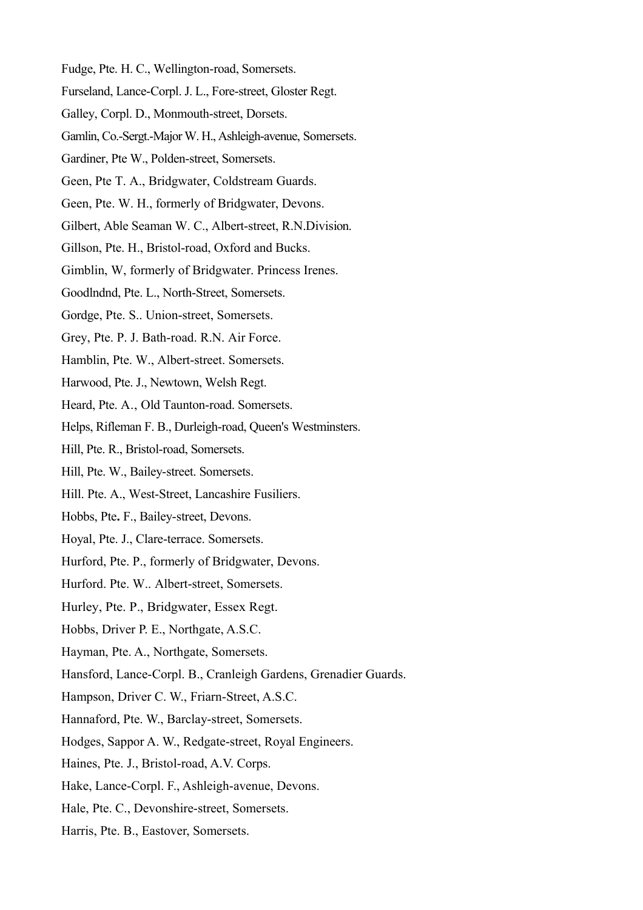Fudge, Pte. H. C., Wellington-road, Somersets.

Furseland, Lance-Corpl. J. L., Fore-street, Gloster Regt.

Galley, Corpl. D., Monmouth-street, Dorsets.

Gamlin, Co.-Sergt.-Major W. H., Ashleigh-avenue, Somersets.

Gardiner, Pte W., Polden-street, Somersets.

Geen, Pte T. A., Bridgwater, Coldstream Guards.

Geen, Pte. W. H., formerly of Bridgwater, Devons.

Gilbert, Able Seaman W. C., Albert-street, R.N.Division.

Gillson, Pte. H., Bristol-road, Oxford and Bucks.

Gimblin, W, formerly of Bridgwater. Princess Irenes.

Goodlndnd, Pte. L., North-Street, Somersets.

Gordge, Pte. S.. Union-street, Somersets.

Grey, Pte. P. J. Bath-road. R.N. Air Force.

Hamblin, Pte. W., Albert-street. Somersets.

Harwood, Pte. J., Newtown, Welsh Regt.

Heard, Pte. A., Old Taunton-road. Somersets.

Helps, Rifleman F. B., Durleigh-road, Queen's Westminsters.

Hill, Pte. R., Bristol-road, Somersets.

Hill, Pte. W., Bailey-street. Somersets.

Hill. Pte. A., West-Street, Lancashire Fusiliers.

Hobbs, Pte. F., Bailey-street, Devons.

Hoyal, Pte. J., Clare-terrace. Somersets.

Hurford, Pte. P., formerly of Bridgwater, Devons.

Hurford. Pte. W.. Albert-street, Somersets.

Hurley, Pte. P., Bridgwater, Essex Regt.

Hobbs, Driver P. E., Northgate, A.S.C.

Hayman, Pte. A., Northgate, Somersets.

Hansford, Lance-Corpl. B., Cranleigh Gardens, Grenadier Guards.

Hampson, Driver C. W., Friarn-Street, A.S.C.

Hannaford, Pte. W., Barclay-street, Somersets.

Hodges, Sappor A. W., Redgate-street, Royal Engineers.

Haines, Pte. J., Bristol-road, A.V. Corps.

Hake, Lance-Corpl. F., Ashleigh-avenue, Devons.

Hale, Pte. C., Devonshire-street, Somersets.

Harris, Pte. B., Eastover, Somersets.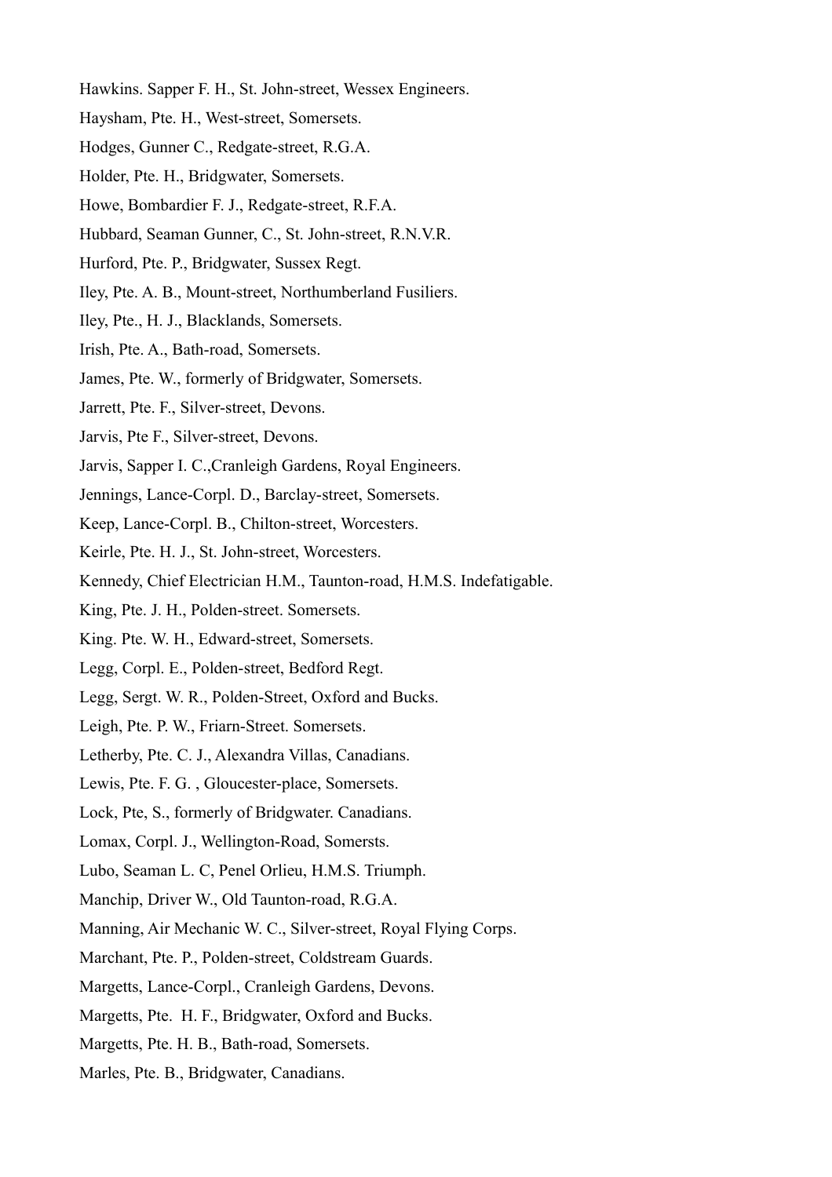Hawkins. Sapper F. H., St. John-street, Wessex Engineers.

Haysham, Pte. H., West-street, Somersets.

Hodges, Gunner C., Redgate-street, R.G.A.

Holder, Pte. H., Bridgwater, Somersets.

Howe, Bombardier F. J., Redgate-street, R.F.A.

Hubbard, Seaman Gunner, C., St. John-street, R.N.V.R.

Hurford, Pte. P., Bridgwater, Sussex Regt.

Iley, Pte. A. B., Mount-street, Northumberland Fusiliers.

Iley, Pte., H. J., Blacklands, Somersets.

Irish, Pte. A., Bath-road, Somersets.

James, Pte. W., formerly of Bridgwater, Somersets.

Jarrett, Pte. F., Silver-street, Devons.

Jarvis, Pte F., Silver-street, Devons.

Jarvis, Sapper I. C.,Cranleigh Gardens, Royal Engineers.

Jennings, Lance-Corpl. D., Barclay-street, Somersets.

Keep, Lance-Corpl. B., Chilton-street, Worcesters.

Keirle, Pte. H. J., St. John-street, Worcesters.

Kennedy, Chief Electrician H.M., Taunton-road, H.M.S. Indefatigable.

King, Pte. J. H., Polden-street. Somersets.

King. Pte. W. H., Edward-street, Somersets.

Legg, Corpl. E., Polden-street, Bedford Regt.

Legg, Sergt. W. R., Polden-Street, Oxford and Bucks.

Leigh, Pte. P. W., Friarn-Street. Somersets.

Letherby, Pte. C. J., Alexandra Villas, Canadians.

Lewis, Pte. F. G. , Gloucester-place, Somersets.

Lock, Pte, S., formerly of Bridgwater. Canadians.

Lomax, Corpl. J., Wellington-Road, Somersts.

Lubo, Seaman L. C, Penel Orlieu, H.M.S. Triumph.

Manchip, Driver W., Old Taunton-road, R.G.A.

Manning, Air Mechanic W. C., Silver-street, Royal Flying Corps.

Marchant, Pte. P., Polden-street, Coldstream Guards.

Margetts, Lance-Corpl., Cranleigh Gardens, Devons.

Margetts, Pte. H. F., Bridgwater, Oxford and Bucks.

Margetts, Pte. H. B., Bath-road, Somersets.

Marles, Pte. B., Bridgwater, Canadians.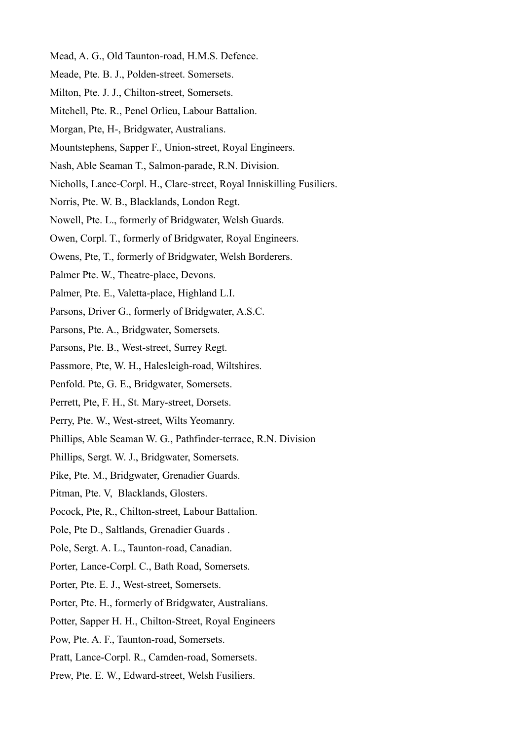Mead, A. G., Old Taunton-road, H.M.S. Defence.

Meade, Pte. B. J., Polden-street. Somersets.

Milton, Pte. J. J., Chilton-street, Somersets.

Mitchell, Pte. R., Penel Orlieu, Labour Battalion.

Morgan, Pte, H-, Bridgwater, Australians.

Mountstephens, Sapper F., Union-street, Royal Engineers.

Nash, Able Seaman T., Salmon-parade, R.N. Division.

Nicholls, Lance-Corpl. H., Clare-street, Royal Inniskilling Fusiliers.

Norris, Pte. W. B., Blacklands, London Regt.

Nowell, Pte. L., formerly of Bridgwater, Welsh Guards.

Owen, Corpl. T., formerly of Bridgwater, Royal Engineers.

Owens, Pte, T., formerly of Bridgwater, Welsh Borderers.

Palmer Pte. W., Theatre-place, Devons.

Palmer, Pte. E., Valetta-place, Highland L.I.

Parsons, Driver G., formerly of Bridgwater, A.S.C.

Parsons, Pte. A., Bridgwater, Somersets.

Parsons, Pte. B., West-street, Surrey Regt.

Passmore, Pte, W. H., Halesleigh-road, Wiltshires.

Penfold. Pte, G. E., Bridgwater, Somersets.

Perrett, Pte, F. H., St. Mary-street, Dorsets.

Perry, Pte. W., West-street, Wilts Yeomanry.

Phillips, Able Seaman W. G., Pathfinder-terrace, R.N. Division

Phillips, Sergt. W. J., Bridgwater, Somersets.

Pike, Pte. M., Bridgwater, Grenadier Guards.

Pitman, Pte. V, Blacklands, Glosters.

Pocock, Pte, R., Chilton-street, Labour Battalion.

Pole, Pte D., Saltlands, Grenadier Guards .

Pole, Sergt. A. L., Taunton-road, Canadian.

Porter, Lance-Corpl. C., Bath Road, Somersets.

Porter, Pte. E. J., West-street, Somersets.

Porter, Pte. H., formerly of Bridgwater, Australians.

Potter, Sapper H. H., Chilton-Street, Royal Engineers

Pow, Pte. A. F., Taunton-road, Somersets.

Pratt, Lance-Corpl. R., Camden-road, Somersets.

Prew, Pte. E. W., Edward-street, Welsh Fusiliers.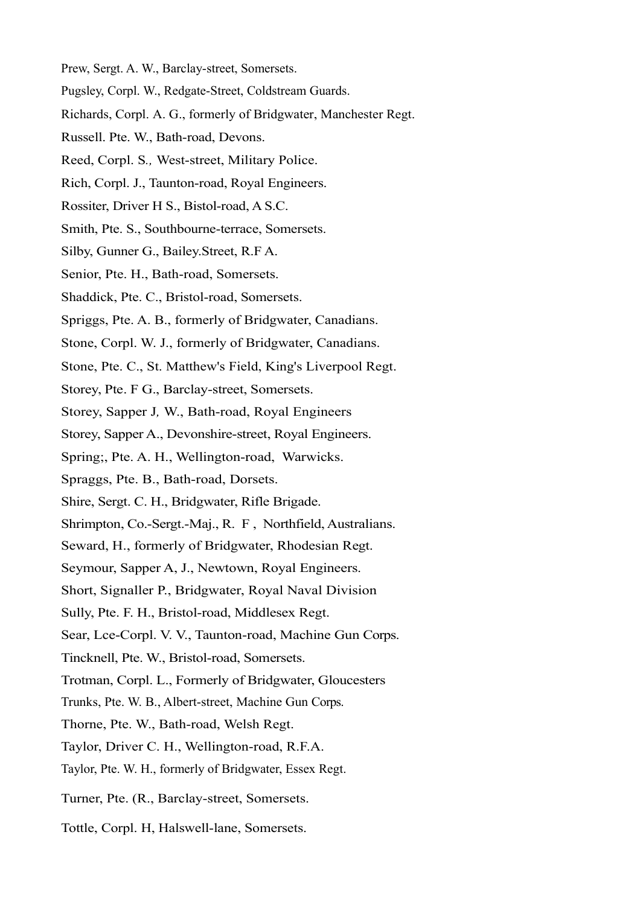Prew, Sergt. A. W., Barclay-street, Somersets.

Pugsley, Corpl. W., Redgate-Street, Coldstream Guards.

Richards, Corpl. A. G., formerly of Bridgwater, Manchester Regt.

Russell. Pte. W., Bath-road, Devons.

Reed, Corpl. S., West-street, Military Police.

Rich, Corpl. J., Taunton-road, Royal Engineers.

Rossiter, Driver H S., Bistol-road, A S.C.

Smith, Pte. S., Southbourne-terrace, Somersets.

Silby, Gunner G., Bailey.Street, R.F A.

Senior, Pte. H., Bath-road, Somersets.

Shaddick, Pte. C., Bristol-road, Somersets.

Spriggs, Pte. A. B., formerly of Bridgwater, Canadians.

Stone, Corpl. W. J., formerly of Bridgwater, Canadians.

Stone, Pte. C., St. Matthew's Field, King's Liverpool Regt.

Storey, Pte. F G., Barclay-street, Somersets.

Storey, Sapper J, W., Bath-road, Royal Engineers

Storey, Sapper A., Devonshire-street, Royal Engineers.

Spring;, Pte. A. H., Wellington-road, Warwicks.

Spraggs, Pte. B., Bath-road, Dorsets.

Shire, Sergt. C. H., Bridgwater, Rifle Brigade.

Shrimpton, Co.-Sergt.-Maj., R. F , Northfield, Australians.

Seward, H., formerly of Bridgwater, Rhodesian Regt.

Seymour, Sapper A, J., Newtown, Royal Engineers.

Short, Signaller P., Bridgwater, Royal Naval Division

Sully, Pte. F. H., Bristol-road, Middlesex Regt.

Sear, Lce-Corpl. V. V., Taunton-road, Machine Gun Corps.

Tincknell, Pte. W., Bristol-road, Somersets.

Trotman, Corpl. L., Formerly of Bridgwater, Gloucesters

Trunks, Pte. W. B., Albert-street, Machine Gun Corps.

Thorne, Pte. W., Bath-road, Welsh Regt.

Taylor, Driver C. H., Wellington-road, R.F.A.

Taylor, Pte. W. H., formerly of Bridgwater, Essex Regt.

Turner, Pte. (R., Barclay-street, Somersets.

Tottle, Corpl. H, Halswell-lane, Somersets.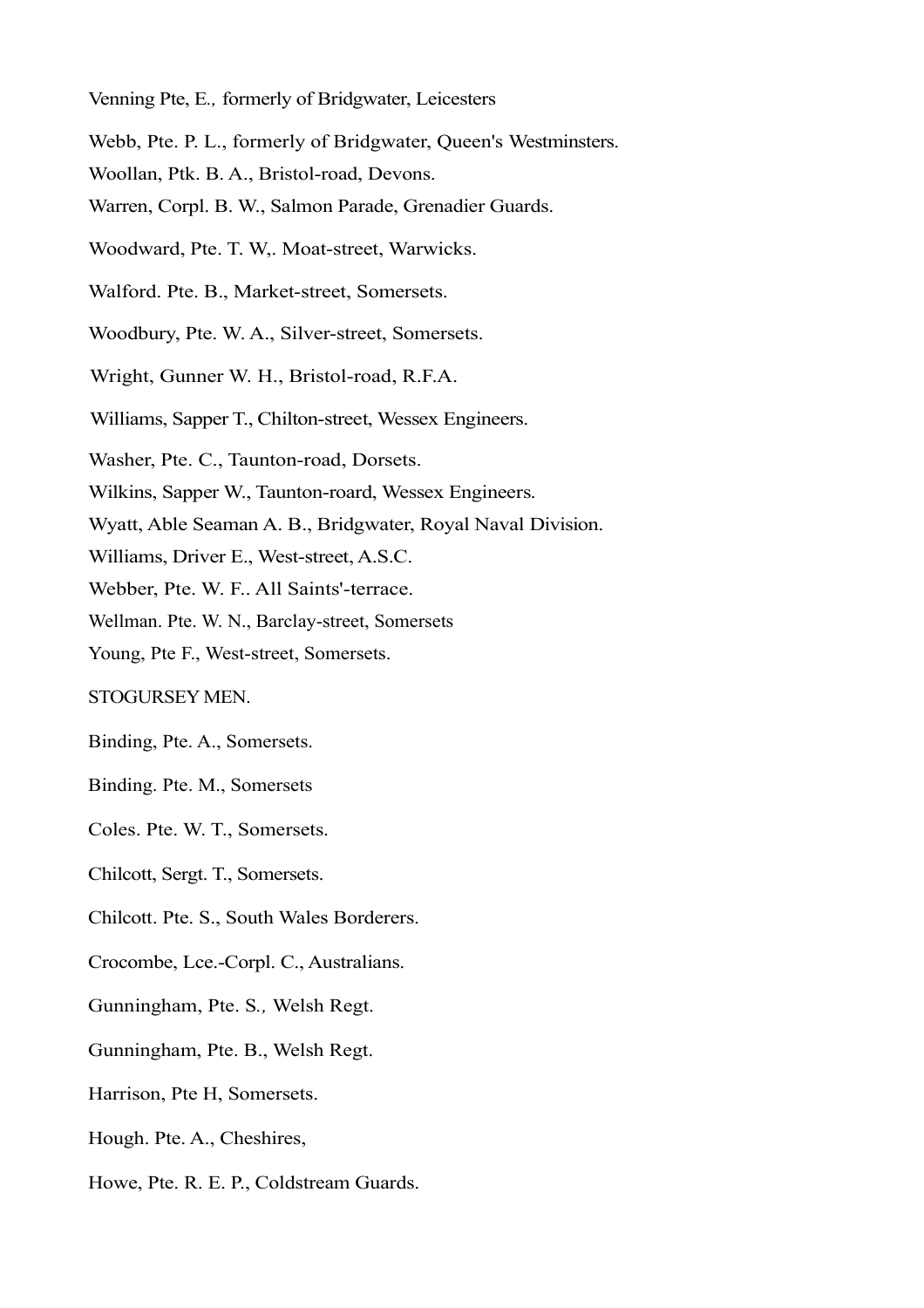Venning Pte, E., formerly of Bridgwater, Leicesters

Webb, Pte. P. L., formerly of Bridgwater, Queen's Westminsters.

Woollan, Ptk. B. A., Bristol-road, Devons.

Warren, Corpl. B. W., Salmon Parade, Grenadier Guards.

Woodward, Pte. T. W,. Moat-street, Warwicks.

Walford. Pte. B., Market-street, Somersets.

Woodbury, Pte. W. A., Silver-street, Somersets.

Wright, Gunner W. H., Bristol-road, R.F.A.

Williams, Sapper T., Chilton-street, Wessex Engineers.

Washer, Pte. C., Taunton-road, Dorsets.

Wilkins, Sapper W., Taunton-roard, Wessex Engineers.

Wyatt, Able Seaman A. B., Bridgwater, Royal Naval Division.

Williams, Driver E., West-street, A.S.C.

Webber, Pte. W. F.. All Saints'-terrace.

Wellman. Pte. W. N., Barclay-street, Somersets

Young, Pte F., West-street, Somersets.

STOGURSEY MEN.

Binding, Pte. A., Somersets.

Binding. Pte. M., Somersets

Coles. Pte. W. T., Somersets.

Chilcott, Sergt. T., Somersets.

Chilcott. Pte. S., South Wales Borderers.

Crocombe, Lce.-Corpl. C., Australians.

Gunningham, Pte. S., Welsh Regt.

Gunningham, Pte. B., Welsh Regt.

Harrison, Pte H, Somersets.

Hough. Pte. A., Cheshires,

Howe, Pte. R. E. P., Coldstream Guards.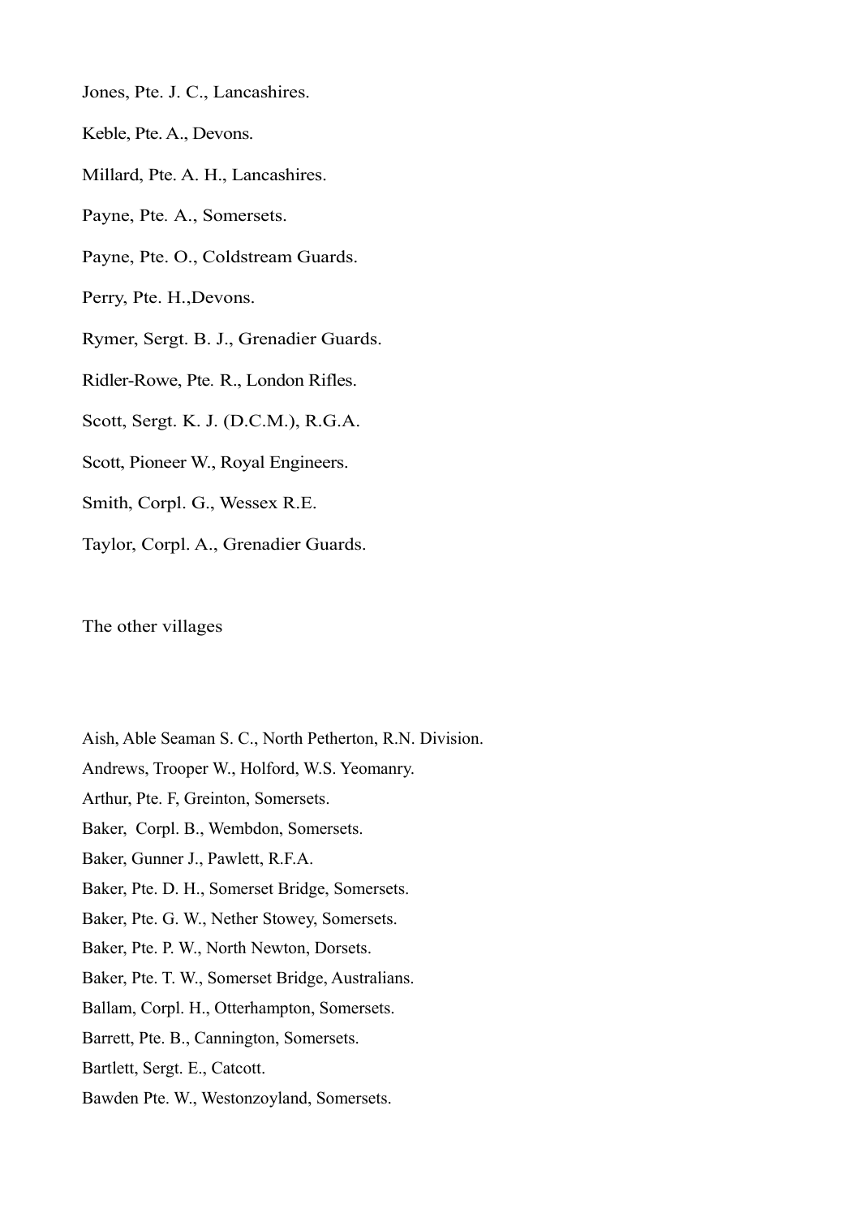Jones, Pte. J. C., Lancashires.

Keble, Pte. A., Devons.

Millard, Pte. A. H., Lancashires.

Payne, Pte. A., Somersets.

Payne, Pte. O., Coldstream Guards.

Perry, Pte. H.,Devons.

Rymer, Sergt. B. J., Grenadier Guards.

Ridler-Rowe, Pte. R., London Rifles.

Scott, Sergt. K. J. (D.C.M.), R.G.A.

Scott, Pioneer W., Royal Engineers.

Smith, Corpl. G., Wessex R.E.

Taylor, Corpl. A., Grenadier Guards.

The other villages

Aish, Able Seaman S. C., North Petherton, R.N. Division.

Andrews, Trooper W., Holford, W.S. Yeomanry.

Arthur, Pte. F, Greinton, Somersets.

Baker, Corpl. B., Wembdon, Somersets.

Baker, Gunner J., Pawlett, R.F.A.

Baker, Pte. D. H., Somerset Bridge, Somersets.

Baker, Pte. G. W., Nether Stowey, Somersets.

Baker, Pte. P. W., North Newton, Dorsets.

Baker, Pte. T. W., Somerset Bridge, Australians.

Ballam, Corpl. H., Otterhampton, Somersets.

Barrett, Pte. B., Cannington, Somersets.

Bartlett, Sergt. E., Catcott.

Bawden Pte. W., Westonzoyland, Somersets.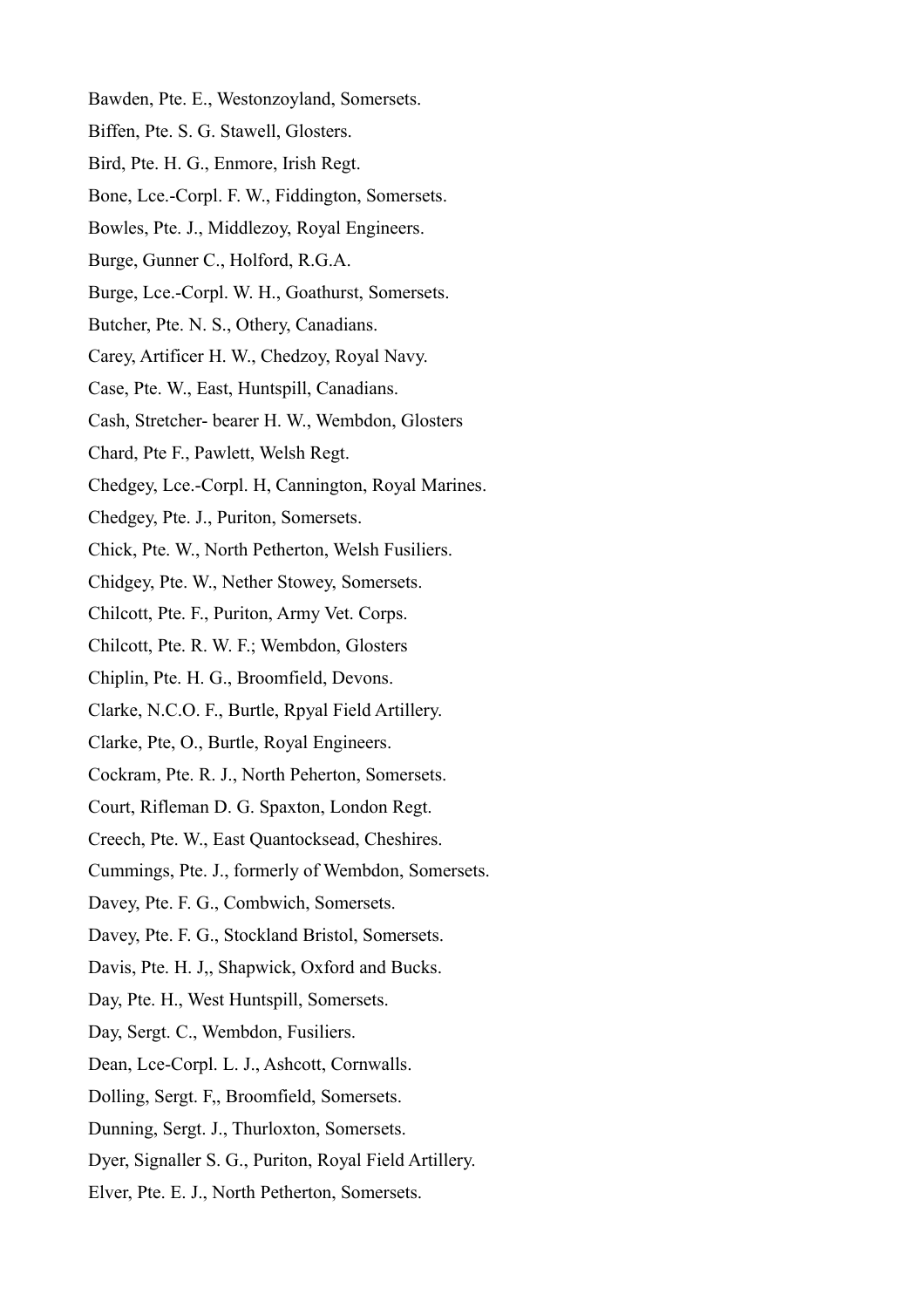Bawden, Pte. E., Westonzoyland, Somersets.

Biffen, Pte. S. G. Stawell, Glosters.

Bird, Pte. H. G., Enmore, Irish Regt.

Bone, Lce.-Corpl. F. W., Fiddington, Somersets.

Bowles, Pte. J., Middlezoy, Royal Engineers.

Burge, Gunner C., Holford, R.G.A.

Burge, Lce.-Corpl. W. H., Goathurst, Somersets.

Butcher, Pte. N. S., Othery, Canadians.

Carey, Artificer H. W., Chedzoy, Royal Navy.

Case, Pte. W., East, Huntspill, Canadians.

Cash, Stretcher- bearer H. W., Wembdon, Glosters

Chard, Pte F., Pawlett, Welsh Regt.

Chedgey, Lce.-Corpl. H, Cannington, Royal Marines.

Chedgey, Pte. J., Puriton, Somersets.

Chick, Pte. W., North Petherton, Welsh Fusiliers.

Chidgey, Pte. W., Nether Stowey, Somersets.

Chilcott, Pte. F., Puriton, Army Vet. Corps.

Chilcott, Pte. R. W. F.; Wembdon, Glosters

Chiplin, Pte. H. G., Broomfield, Devons.

Clarke, N.C.O. F., Burtle, Rpyal Field Artillery.

Clarke, Pte, O., Burtle, Royal Engineers.

Cockram, Pte. R. J., North Peherton, Somersets.

Court, Rifleman D. G. Spaxton, London Regt.

Creech, Pte. W., East Quantocksead, Cheshires.

Cummings, Pte. J., formerly of Wembdon, Somersets.

Davey, Pte. F. G., Combwich, Somersets.

Davey, Pte. F. G., Stockland Bristol, Somersets.

Davis, Pte. H. J,, Shapwick, Oxford and Bucks.

Day, Pte. H., West Huntspill, Somersets.

Day, Sergt. C., Wembdon, Fusiliers.

Dean, Lce-Corpl. L. J., Ashcott, Cornwalls.

Dolling, Sergt. F,, Broomfield, Somersets.

Dunning, Sergt. J., Thurloxton, Somersets.

Dyer, Signaller S. G., Puriton, Royal Field Artillery.

Elver, Pte. E. J., North Petherton, Somersets.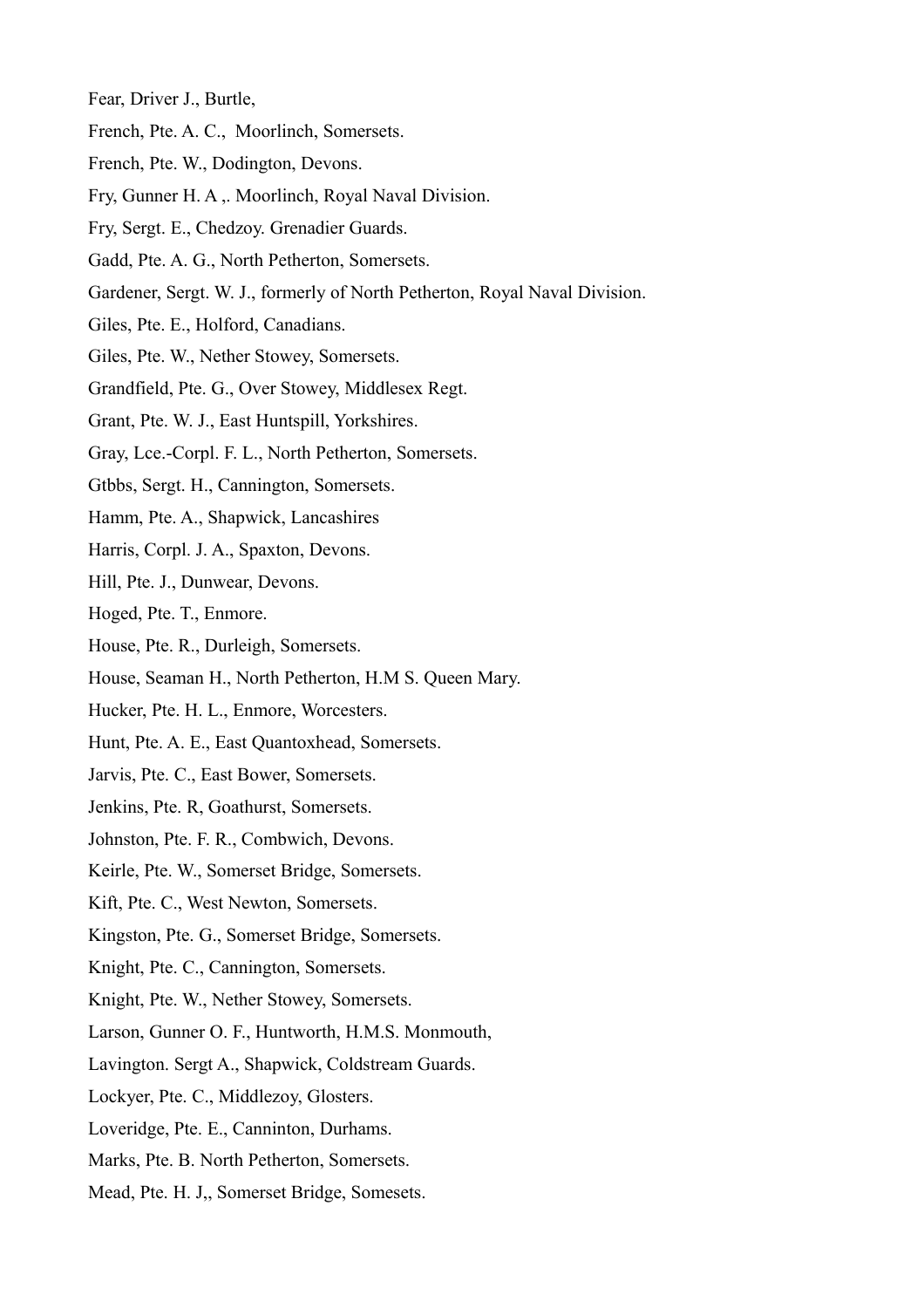Fear, Driver J., Burtle,

French, Pte. A. C., Moorlinch, Somersets.

French, Pte. W., Dodington, Devons.

Fry, Gunner H. A ,. Moorlinch, Royal Naval Division.

Fry, Sergt. E., Chedzoy. Grenadier Guards.

Gadd, Pte. A. G., North Petherton, Somersets.

Gardener, Sergt. W. J., formerly of North Petherton, Royal Naval Division.

Giles, Pte. E., Holford, Canadians.

Giles, Pte. W., Nether Stowey, Somersets.

Grandfield, Pte. G., Over Stowey, Middlesex Regt.

Grant, Pte. W. J., East Huntspill, Yorkshires.

Gray, Lce.-Corpl. F. L., North Petherton, Somersets.

Gtbbs, Sergt. H., Cannington, Somersets.

Hamm, Pte. A., Shapwick, Lancashires

Harris, Corpl. J. A., Spaxton, Devons.

Hill, Pte. J., Dunwear, Devons.

Hoged, Pte. T., Enmore.

House, Pte. R., Durleigh, Somersets.

House, Seaman H., North Petherton, H.M S. Queen Mary.

Hucker, Pte. H. L., Enmore, Worcesters.

Hunt, Pte. A. E., East Quantoxhead, Somersets.

Jarvis, Pte. C., East Bower, Somersets.

Jenkins, Pte. R, Goathurst, Somersets.

Johnston, Pte. F. R., Combwich, Devons.

Keirle, Pte. W., Somerset Bridge, Somersets.

Kift, Pte. C., West Newton, Somersets.

Kingston, Pte. G., Somerset Bridge, Somersets.

Knight, Pte. C., Cannington, Somersets.

Knight, Pte. W., Nether Stowey, Somersets.

Larson, Gunner O. F., Huntworth, H.M.S. Monmouth,

Lavington. Sergt A., Shapwick, Coldstream Guards.

Lockyer, Pte. C., Middlezoy, Glosters.

Loveridge, Pte. E., Canninton, Durhams.

Marks, Pte. B. North Petherton, Somersets.

Mead, Pte. H. J,, Somerset Bridge, Somesets.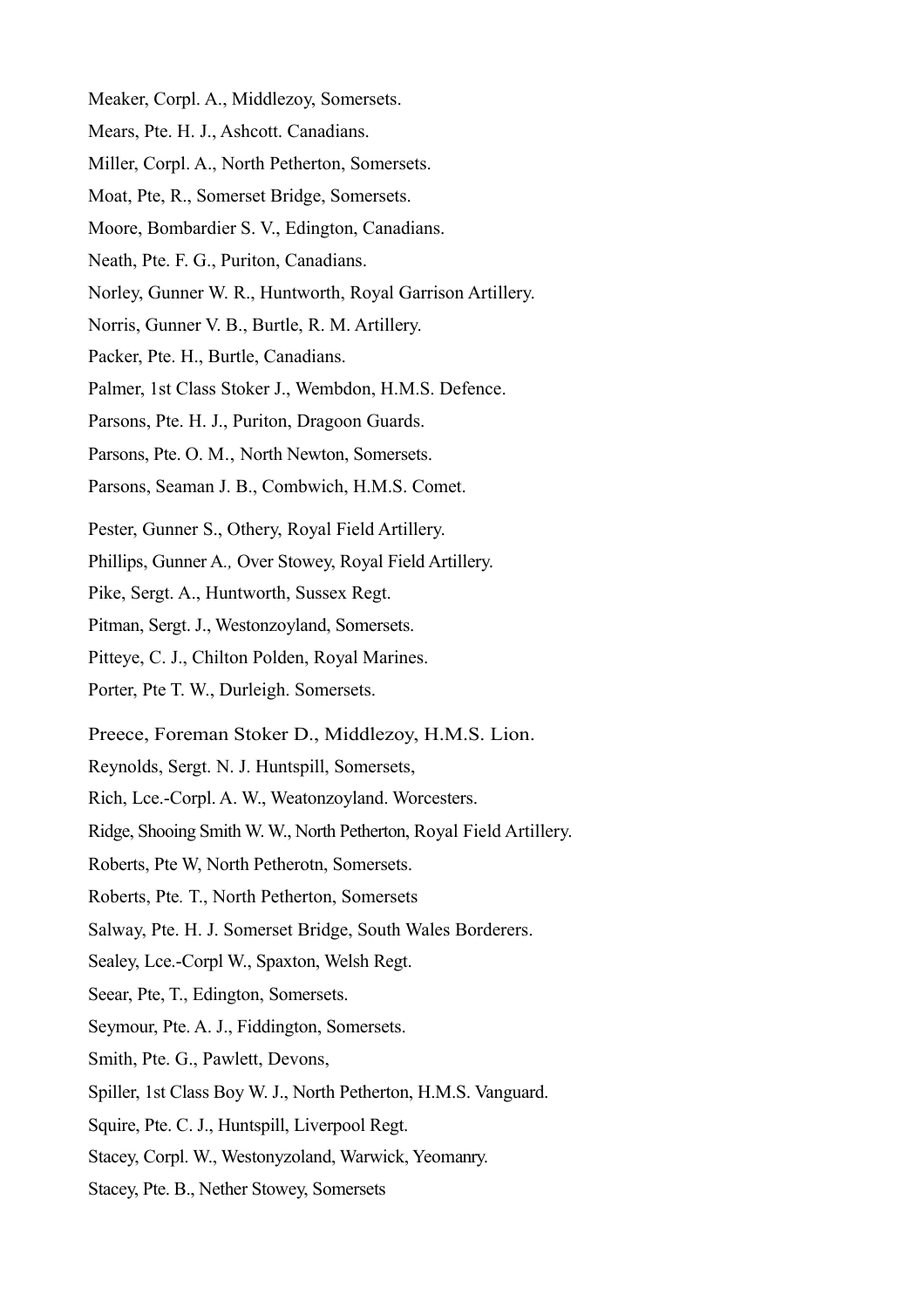Meaker, Corpl. A., Middlezoy, Somersets.

Mears, Pte. H. J., Ashcott. Canadians.

Miller, Corpl. A., North Petherton, Somersets.

Moat, Pte, R., Somerset Bridge, Somersets.

Moore, Bombardier S. V., Edington, Canadians.

Neath, Pte. F. G., Puriton, Canadians.

Norley, Gunner W. R., Huntworth, Royal Garrison Artillery.

Norris, Gunner V. B., Burtle, R. M. Artillery.

Packer, Pte. H., Burtle, Canadians.

Palmer, 1st Class Stoker J., Wembdon, H.M.S. Defence.

Parsons, Pte. H. J., Puriton, Dragoon Guards.

Parsons, Pte. O. M., North Newton, Somersets.

Parsons, Seaman J. B., Combwich, H.M.S. Comet.

Pester, Gunner S., Othery, Royal Field Artillery.

Phillips, Gunner A., Over Stowey, Royal Field Artillery.

Pike, Sergt. A., Huntworth, Sussex Regt.

Pitman, Sergt. J., Westonzoyland, Somersets.

Pitteye, C. J., Chilton Polden, Royal Marines.

Porter, Pte T. W., Durleigh. Somersets.

Preece, Foreman Stoker D., Middlezoy, H.M.S. Lion.

Reynolds, Sergt. N. J. Huntspill, Somersets,

Rich, Lce.-Corpl. A. W., Weatonzoyland. Worcesters.

Ridge, Shooing Smith W. W., North Petherton, Royal Field Artillery.

Roberts, Pte W, North Petherotn, Somersets.

Roberts, Pte. T., North Petherton, Somersets

Salway, Pte. H. J. Somerset Bridge, South Wales Borderers.

Sealey, Lce.-Corpl W., Spaxton, Welsh Regt.

Seear, Pte, T., Edington, Somersets.

Seymour, Pte. A. J., Fiddington, Somersets.

Smith, Pte. G., Pawlett, Devons,

Spiller, 1st Class Boy W. J., North Petherton, H.M.S. Vanguard.

Squire, Pte. C. J., Huntspill, Liverpool Regt.

Stacey, Corpl. W., Westonyzoland, Warwick, Yeomanry.

Stacey, Pte. B., Nether Stowey, Somersets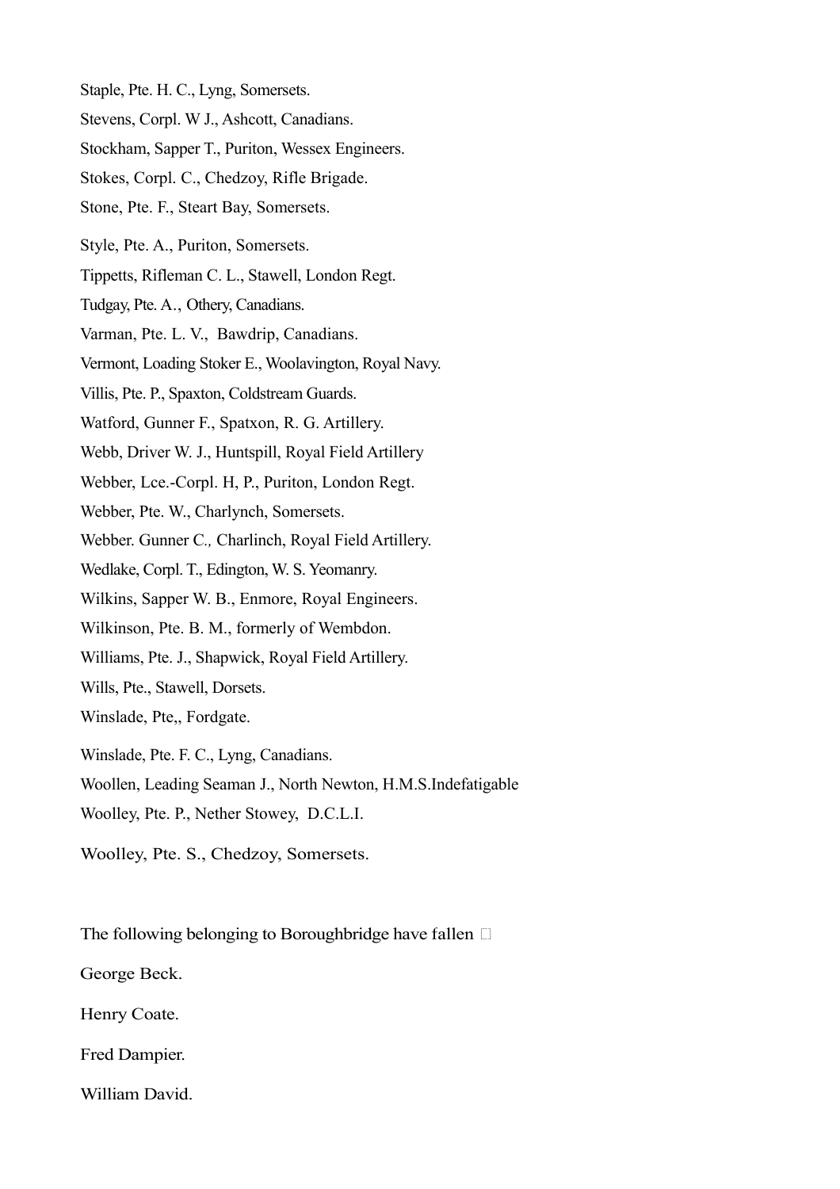Staple, Pte. H. C., Lyng, Somersets.

Stevens, Corpl. W J., Ashcott, Canadians.

Stockham, Sapper T., Puriton, Wessex Engineers.

Stokes, Corpl. C., Chedzoy, Rifle Brigade.

Stone, Pte. F., Steart Bay, Somersets.

Style, Pte. A., Puriton, Somersets.

Tippetts, Rifleman C. L., Stawell, London Regt.

Tudgay, Pte. A., Othery, Canadians.

Varman, Pte. L. V., Bawdrip, Canadians.

Vermont, Loading Stoker E., Woolavington, Royal Navy.

Villis, Pte. P., Spaxton, Coldstream Guards.

Watford, Gunner F., Spatxon, R. G. Artillery.

Webb, Driver W. J., Huntspill, Royal Field Artillery

Webber, Lce.-Corpl. H, P., Puriton, London Regt.

Webber, Pte. W., Charlynch, Somersets.

Webber. Gunner C., Charlinch, Royal Field Artillery.

Wedlake, Corpl. T., Edington, W. S. Yeomanry.

Wilkins, Sapper W. B., Enmore, Royal Engineers.

Wilkinson, Pte. B. M., formerly of Wembdon.

Williams, Pte. J., Shapwick, Royal Field Artillery.

Wills, Pte., Stawell, Dorsets.

Winslade, Pte,, Fordgate.

Winslade, Pte. F. C., Lyng, Canadians.

Woollen, Leading Seaman J., North Newton, H.M.S.Indefatigable

Woolley, Pte. P., Nether Stowey, D.C.L.I.

Woolley, Pte. S., Chedzoy, Somersets.

The following belonging to Boroughbridge have fallen 

George Beck.

Henry Coate.

Fred Dampier.

William David.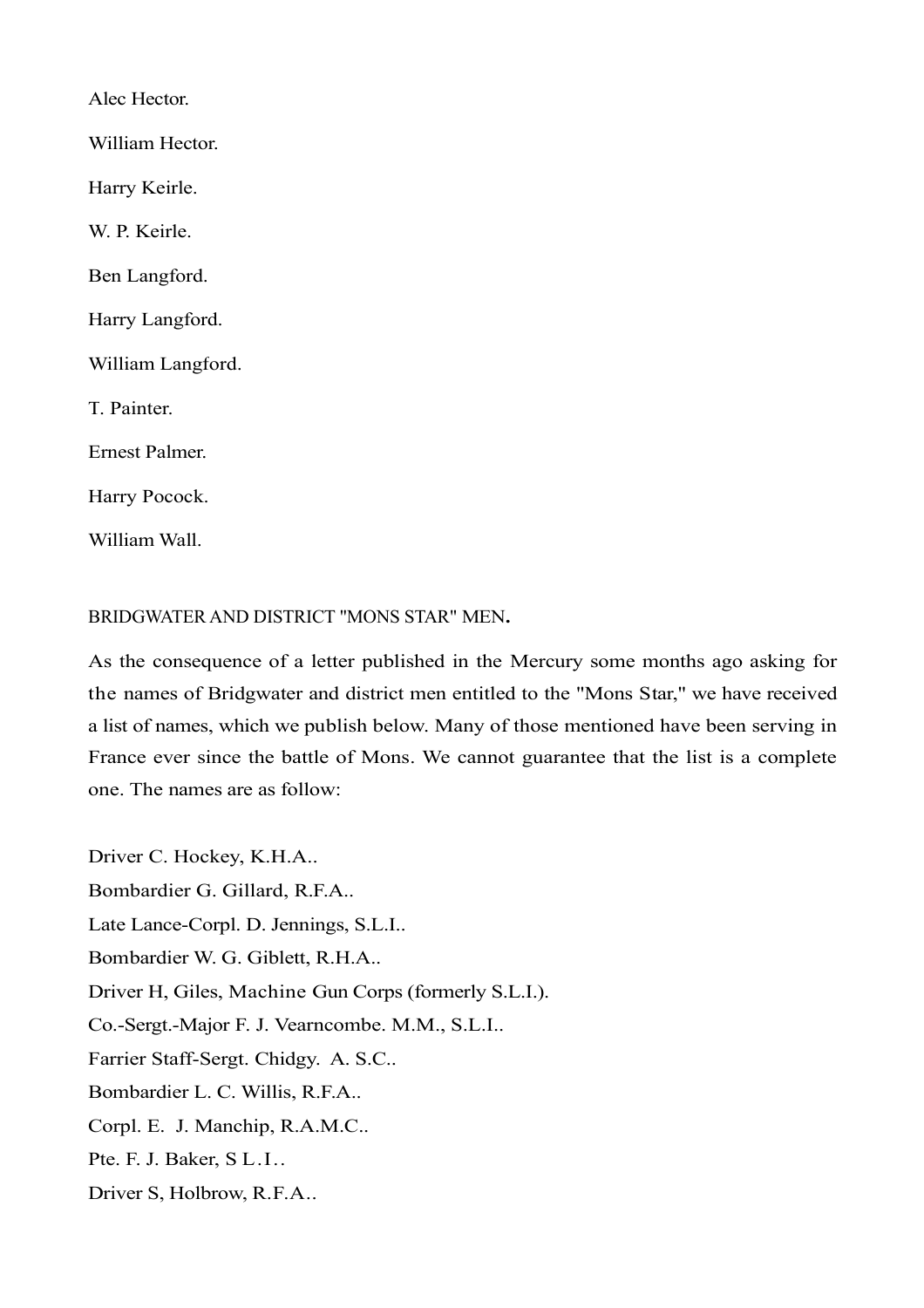Alec Hector.

William Hector.

Harry Keirle.

W. P. Keirle.

Ben Langford.

Harry Langford.

William Langford.

T. Painter.

Ernest Palmer.

Harry Pocock.

William Wall.

BRIDGWATER AND DISTRICT "MONS STAR" MEN**.**

As the consequence of a letter published in the Mercury some months ago asking for the names of Bridgwater and district men entitled to the "Mons Star," we have received a list of names, which we publish below. Many of those mentioned have been serving in France ever since the battle of Mons. We cannot guarantee that the list is a complete one. The names are as follow:

Driver C. Hockey, K.H.A..  
Bombardier G. Gillard, R.F.A..  
Late Lance-Corpl. D. Jennings, S.L.I..  
Bombardier W. G. Giblett, R.H.A..  
Driver H, Giles, Machine Gun Corps (formerly S.L.I.).  
Co.-Sergt.-Major F. J. Vearncombe. M.M., S.L.I..  
Farrier Staff-Sergt. Chidgy. A. S.C..  
Bombardier L. C. Willis, R.F.A..  
Corpl. E. J. Manchip, R.A.M.C..  
Pte. F. J. Baker, S L.I..  
Driver S, Holbrow, R.F.A..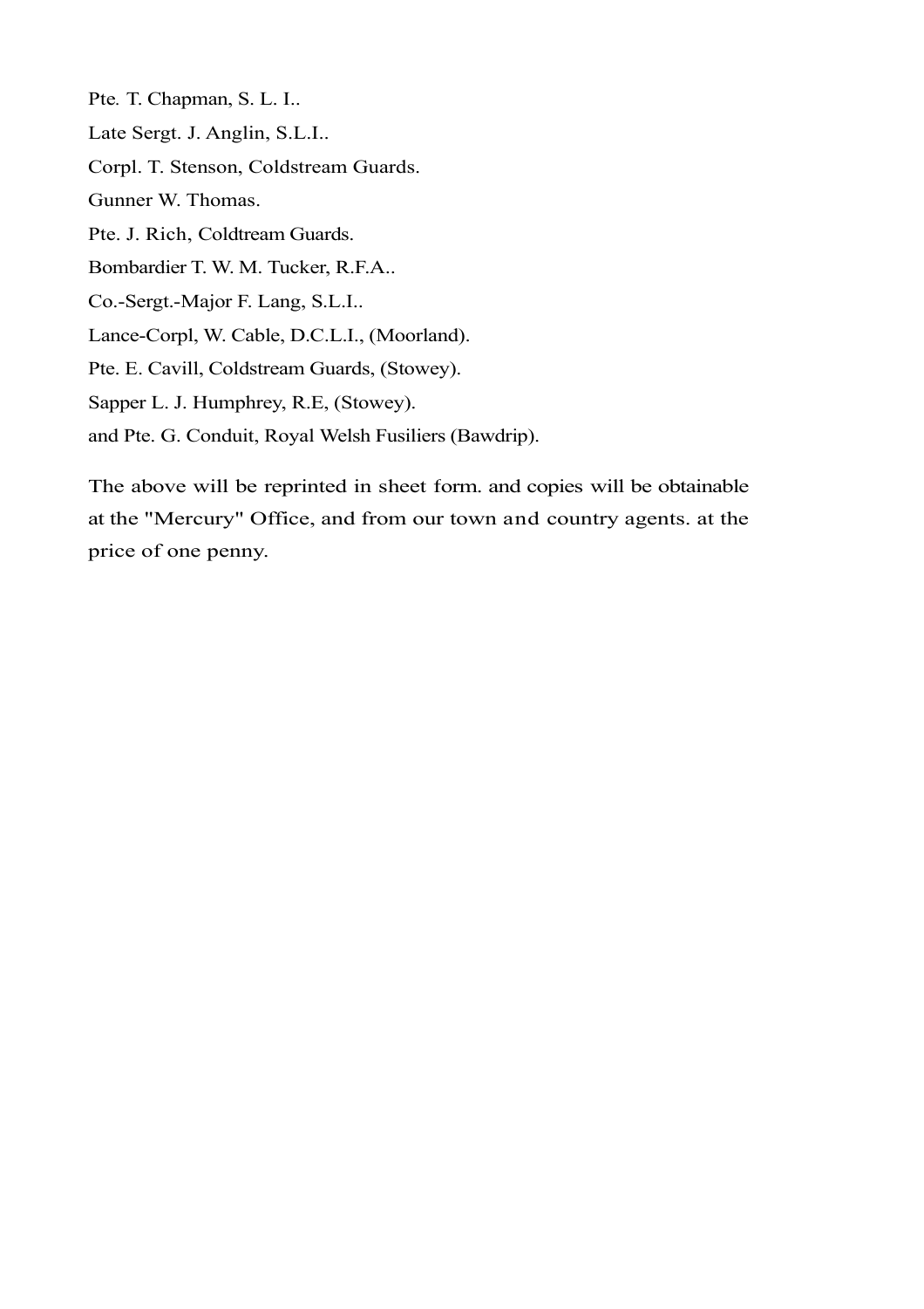Pte. T. Chapman, S. L. I..

Late Sergt. J. Anglin, S.L.I..

Corpl. T. Stenson, Coldstream Guards.

Gunner W. Thomas.

Pte. J. Rich, Coldtream Guards.

Bombardier T. W. M. Tucker, R.F.A..

Co.-Sergt.-Major F. Lang, S.L.I..

Lance-Corpl, W. Cable, D.C.L.I., (Moorland).

Pte. E. Cavill, Coldstream Guards, (Stowey).

Sapper L. J. Humphrey, R.E, (Stowey).

and Pte. G. Conduit, Royal Welsh Fusiliers (Bawdrip).

The above will be reprinted in sheet form. and copies will be obtainable at the "Mercury" Office, and from our town and country agents. at the price of one penny.